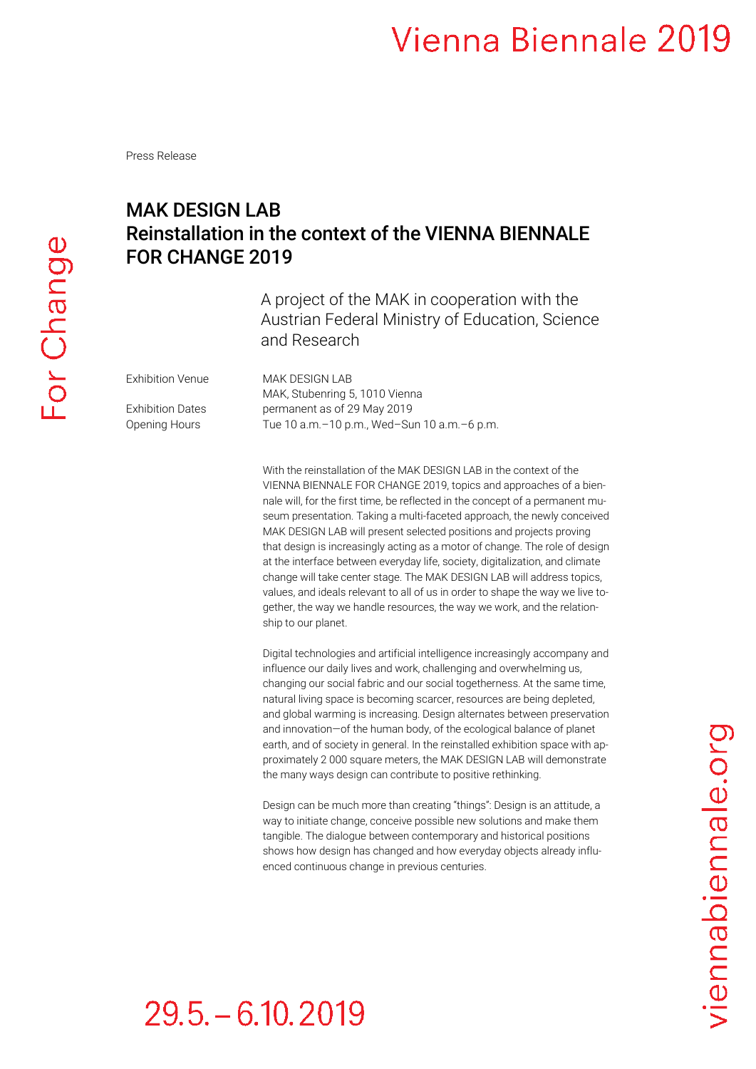Press Release

# MAK DESIGN LAB
# Reinstallation in the context of the VIENNA BIENNALE FOR CHANGE 2019

A project of the MAK in cooperation with the Austrian Federal Ministry of Education, Science and Research

| | |
|---|---|
| Exhibition Venue | MAK DESIGN LAB<br>MAK, Stubenring 5, 1010 Vienna |
| Exhibition Dates | permanent as of 29 May 2019 |
| Opening Hours | Tue 10 a.m.–10 p.m., Wed–Sun 10 a.m.–6 p.m. |

With the reinstallation of the MAK DESIGN LAB in the context of the VIENNA BIENNALE FOR CHANGE 2019, topics and approaches of a biennale will, for the first time, be reflected in the concept of a permanent museum presentation. Taking a multi-faceted approach, the newly conceived MAK DESIGN LAB will present selected positions and projects proving that design is increasingly acting as a motor of change. The role of design at the interface between everyday life, society, digitalization, and climate change will take center stage. The MAK DESIGN LAB will address topics, values, and ideals relevant to all of us in order to shape the way we live together, the way we handle resources, the way we work, and the relationship to our planet.

Digital technologies and artificial intelligence increasingly accompany and influence our daily lives and work, challenging and overwhelming us, changing our social fabric and our social togetherness. At the same time, natural living space is becoming scarcer, resources are being depleted, and global warming is increasing. Design alternates between preservation and innovation—of the human body, of the ecological balance of planet earth, and of society in general. In the reinstalled exhibition space with approximately 2 000 square meters, the MAK DESIGN LAB will demonstrate the many ways design can contribute to positive rethinking.

Design can be much more than creating "things": Design is an attitude, a way to initiate change, conceive possible new solutions and make them tangible. The dialogue between contemporary and historical positions shows how design has changed and how everyday objects already influenced continuous change in previous centuries.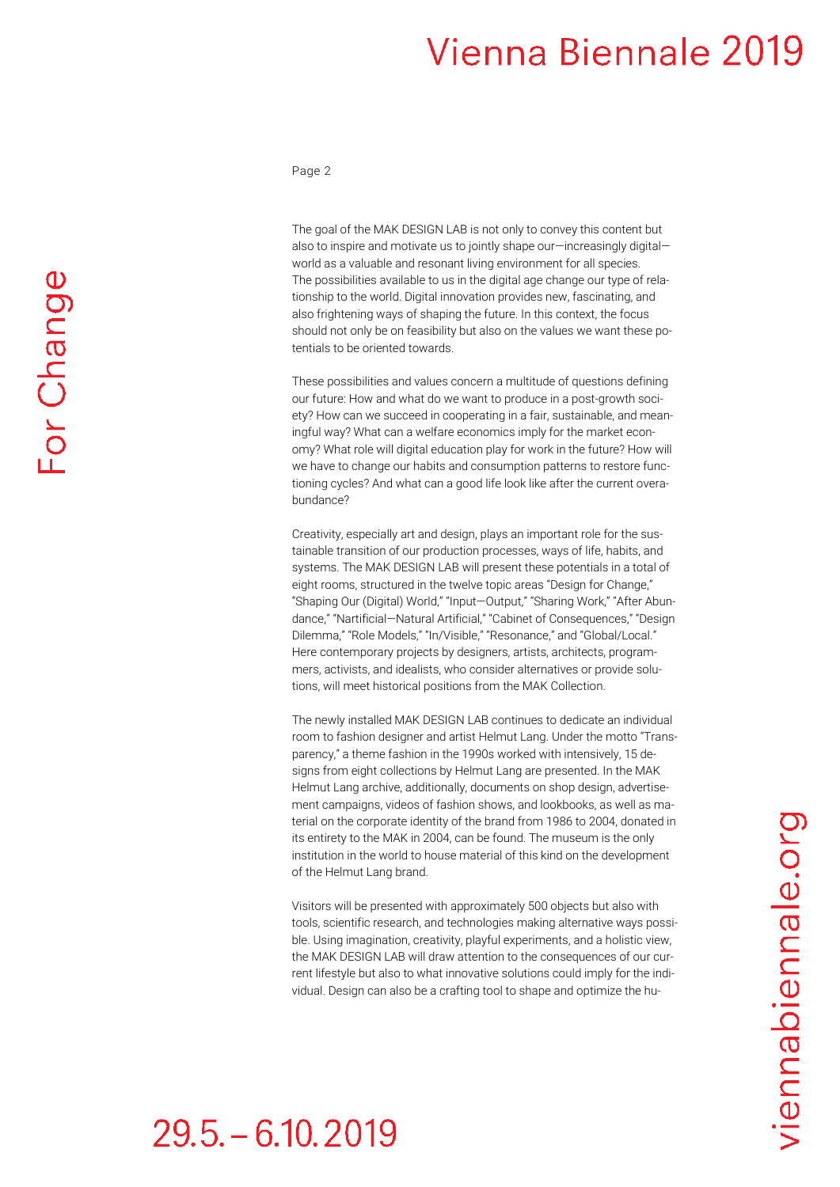The goal of the MAK DESIGN LAB is not only to convey this content but also to inspire and motivate us to jointly shape our—increasingly digital—world as a valuable and resonant living environment for all species. The possibilities available to us in the digital age change our type of relationship to the world. Digital innovation provides new, fascinating, and also frightening ways of shaping the future. In this context, the focus should not only be on feasibility but also on the values we want these potentials to be oriented towards.

These possibilities and values concern a multitude of questions defining our future: How and what do we want to produce in a post-growth society? How can we succeed in cooperating in a fair, sustainable, and meaningful way? What can a welfare economics imply for the market economy? What role will digital education play for work in the future? How will we have to change our habits and consumption patterns to restore functioning cycles? And what can a good life look like after the current overabundance?

Creativity, especially art and design, plays an important role for the sustainable transition of our production processes, ways of life, habits, and systems. The MAK DESIGN LAB will present these potentials in a total of eight rooms, structured in the twelve topic areas "Design for Change," "Shaping Our (Digital) World," "Input—Output," "Sharing Work," "After Abundance," "Nartificial—Natural Artificial," "Cabinet of Consequences," "Design Dilemma," "Role Models," "In/Visible," "Resonance," and "Global/Local." Here contemporary projects by designers, artists, architects, programmers, activists, and idealists, who consider alternatives or provide solutions, will meet historical positions from the MAK Collection.

The newly installed MAK DESIGN LAB continues to dedicate an individual room to fashion designer and artist Helmut Lang. Under the motto "Transparency," a theme fashion in the 1990s worked with intensively, 15 designs from eight collections by Helmut Lang are presented. In the MAK Helmut Lang archive, additionally, documents on shop design, advertisement campaigns, videos of fashion shows, and lookbooks, as well as material on the corporate identity of the brand from 1986 to 2004, donated in its entirety to the MAK in 2004, can be found. The museum is the only institution in the world to house material of this kind on the development of the Helmut Lang brand.

Visitors will be presented with approximately 500 objects but also with tools, scientific research, and technologies making alternative ways possible. Using imagination, creativity, playful experiments, and a holistic view, the MAK DESIGN LAB will draw attention to the consequences of our current lifestyle but also to what innovative solutions could imply for the individual. Design can also be a crafting tool to shape and optimize the hu-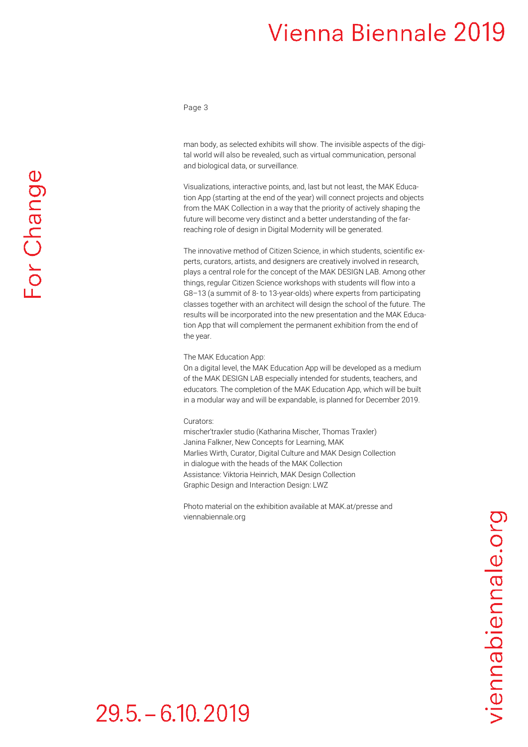man body, as selected exhibits will show. The invisible aspects of the digital world will also be revealed, such as virtual communication, personal and biological data, or surveillance.

Visualizations, interactive points, and, last but not least, the MAK Education App (starting at the end of the year) will connect projects and objects from the MAK Collection in a way that the priority of actively shaping the future will become very distinct and a better understanding of the far-reaching role of design in Digital Modernity will be generated.

The innovative method of Citizen Science, in which students, scientific experts, curators, artists, and designers are creatively involved in research, plays a central role for the concept of the MAK DESIGN LAB. Among other things, regular Citizen Science workshops with students will flow into a G8–13 (a summit of 8- to 13-year-olds) where experts from participating classes together with an architect will design the school of the future. The results will be incorporated into the new presentation and the MAK Education App that will complement the permanent exhibition from the end of the year.

The MAK Education App:
On a digital level, the MAK Education App will be developed as a medium of the MAK DESIGN LAB especially intended for students, teachers, and educators. The completion of the MAK Education App, which will be built in a modular way and will be expandable, is planned for December 2019.

Curators:
mischer'traxler studio (Katharina Mischer, Thomas Traxler)
Janina Falkner, New Concepts for Learning, MAK
Marlies Wirth, Curator, Digital Culture and MAK Design Collection
in dialogue with the heads of the MAK Collection
Assistance: Viktoria Heinrich, MAK Design Collection
Graphic Design and Interaction Design: LWZ

Photo material on the exhibition available at MAK.at/presse and viennabiennale.org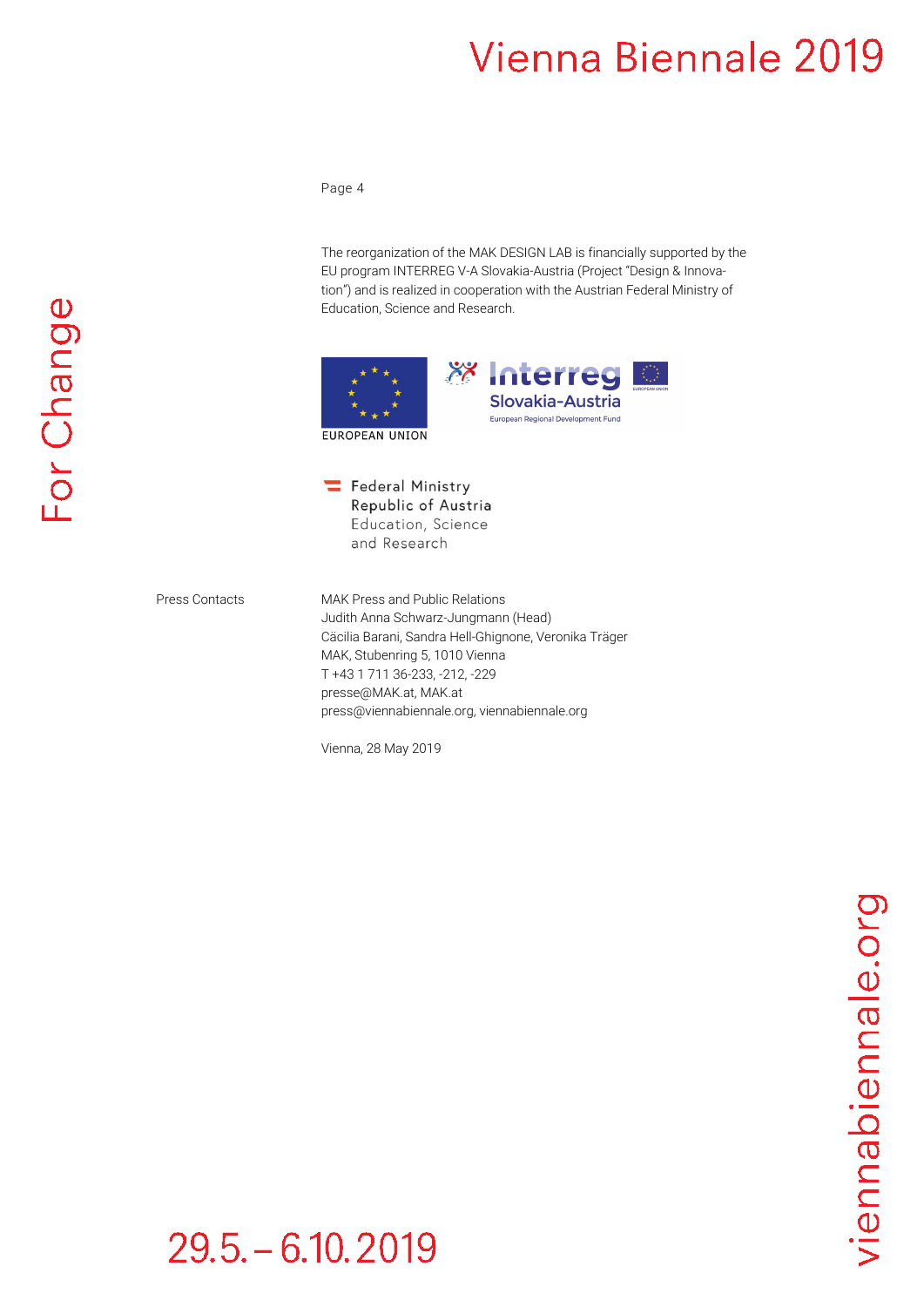The reorganization of the MAK DESIGN LAB is financially supported by the EU program INTERREG V-A Slovakia-Austria (Project "Design & Innovation") and is realized in cooperation with the Austrian Federal Ministry of Education, Science and Research.

EUROPEAN UNION

Interreg
Slovakia-Austria
European Regional Development Fund

Federal Ministry
Republic of Austria
Education, Science
and Research

Press Contacts

MAK Press and Public Relations
Judith Anna Schwarz-Jungmann (Head)
Cäcilia Barani, Sandra Hell-Ghignone, Veronika Träger
MAK, Stubenring 5, 1010 Vienna
T +43 1 711 36-233, -212, -229
presse@MAK.at, MAK.at
press@viennabiennale.org, viennabiennale.org

Vienna, 28 May 2019